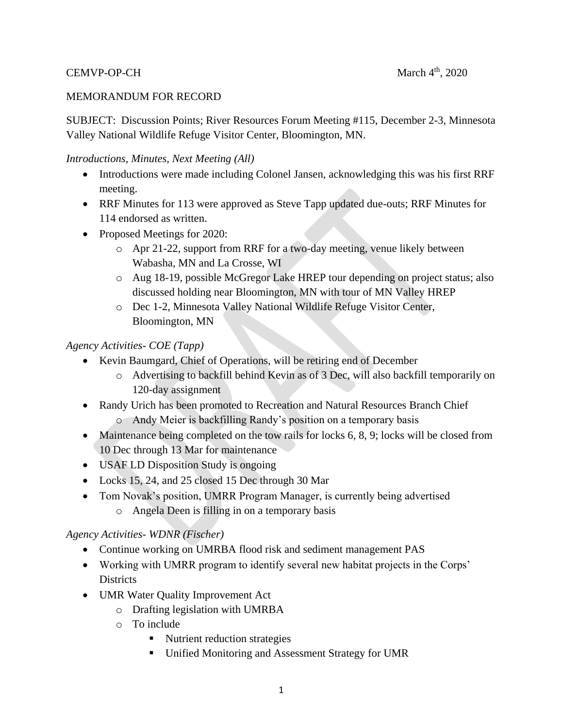CEMVP-OP-CH March 4th, 2020

MEMORANDUM FOR RECORD

SUBJECT: Discussion Points; River Resources Forum Meeting #115, December 2-3, Minnesota Valley National Wildlife Refuge Visitor Center, Bloomington, MN.

*Introductions, Minutes, Next Meeting (All)*

- Introductions were made including Colonel Jansen, acknowledging this was his first RRF meeting.
- RRF Minutes for 113 were approved as Steve Tapp updated due-outs; RRF Minutes for 114 endorsed as written.
- Proposed Meetings for 2020:
  - Apr 21-22, support from RRF for a two-day meeting, venue likely between Wabasha, MN and La Crosse, WI
  - Aug 18-19, possible McGregor Lake HREP tour depending on project status; also discussed holding near Bloomington, MN with tour of MN Valley HREP
  - Dec 1-2, Minnesota Valley National Wildlife Refuge Visitor Center, Bloomington, MN

*Agency Activities- COE (Tapp)*

- Kevin Baumgard, Chief of Operations, will be retiring end of December
  - Advertising to backfill behind Kevin as of 3 Dec, will also backfill temporarily on 120-day assignment
- Randy Urich has been promoted to Recreation and Natural Resources Branch Chief
  - Andy Meier is backfilling Randy's position on a temporary basis
- Maintenance being completed on the tow rails for locks 6, 8, 9; locks will be closed from 10 Dec through 13 Mar for maintenance
- USAF LD Disposition Study is ongoing
- Locks 15, 24, and 25 closed 15 Dec through 30 Mar
- Tom Novak's position, UMRR Program Manager, is currently being advertised
  - Angela Deen is filling in on a temporary basis

*Agency Activities- WDNR (Fischer)*

- Continue working on UMRBA flood risk and sediment management PAS
- Working with UMRR program to identify several new habitat projects in the Corps' Districts
- UMR Water Quality Improvement Act
  - Drafting legislation with UMRBA
  - To include
    - Nutrient reduction strategies
    - Unified Monitoring and Assessment Strategy for UMR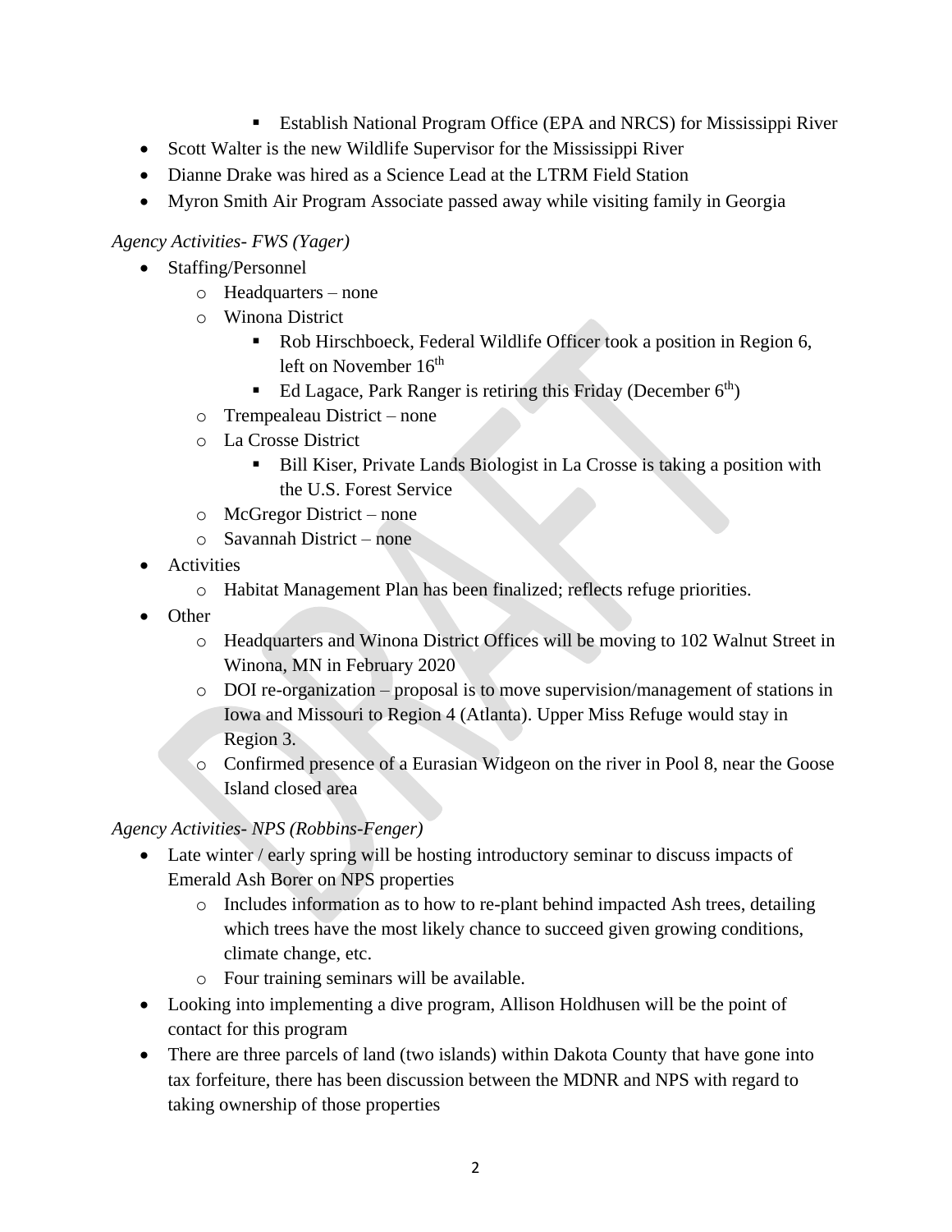- Establish National Program Office (EPA and NRCS) for Mississippi River
- Scott Walter is the new Wildlife Supervisor for the Mississippi River
- Dianne Drake was hired as a Science Lead at the LTRM Field Station
- Myron Smith Air Program Associate passed away while visiting family in Georgia

*Agency Activities- FWS (Yager)*

- Staffing/Personnel
    - Headquarters – none
    - Winona District
        - Rob Hirschboeck, Federal Wildlife Officer took a position in Region 6, left on November 16th
        - Ed Lagace, Park Ranger is retiring this Friday (December 6th)
    - Trempealeau District – none
    - La Crosse District
        - Bill Kiser, Private Lands Biologist in La Crosse is taking a position with the U.S. Forest Service
    - McGregor District – none
    - Savannah District – none
- Activities
    - Habitat Management Plan has been finalized; reflects refuge priorities.
- Other
    - Headquarters and Winona District Offices will be moving to 102 Walnut Street in Winona, MN in February 2020
    - DOI re-organization – proposal is to move supervision/management of stations in Iowa and Missouri to Region 4 (Atlanta). Upper Miss Refuge would stay in Region 3.
    - Confirmed presence of a Eurasian Widgeon on the river in Pool 8, near the Goose Island closed area

*Agency Activities- NPS (Robbins-Fenger)*

- Late winter / early spring will be hosting introductory seminar to discuss impacts of Emerald Ash Borer on NPS properties
    - Includes information as to how to re-plant behind impacted Ash trees, detailing which trees have the most likely chance to succeed given growing conditions, climate change, etc.
    - Four training seminars will be available.
- Looking into implementing a dive program, Allison Holdhusen will be the point of contact for this program
- There are three parcels of land (two islands) within Dakota County that have gone into tax forfeiture, there has been discussion between the MDNR and NPS with regard to taking ownership of those properties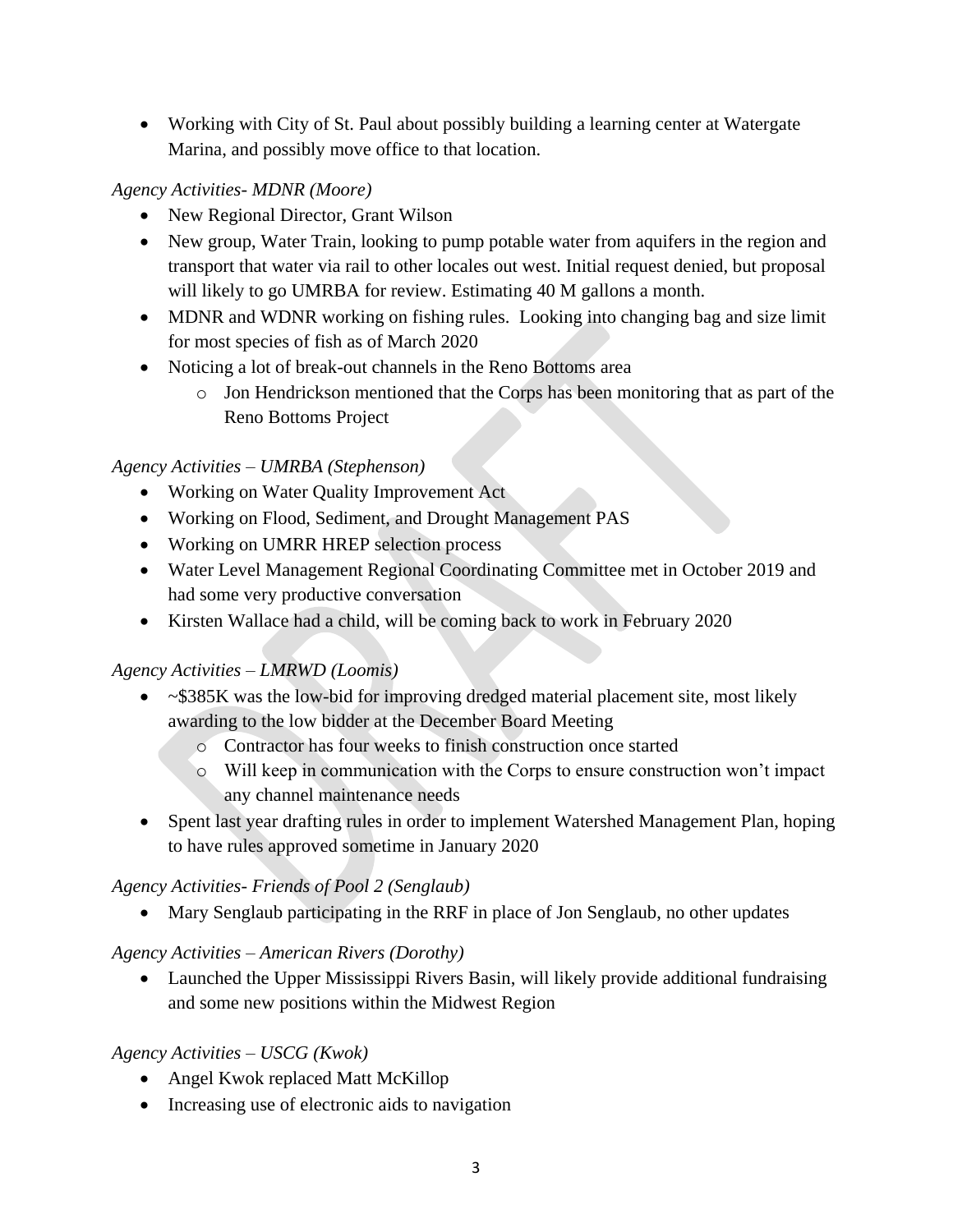- Working with City of St. Paul about possibly building a learning center at Watergate Marina, and possibly move office to that location.

*Agency Activities- MDNR (Moore)*

- New Regional Director, Grant Wilson
- New group, Water Train, looking to pump potable water from aquifers in the region and transport that water via rail to other locales out west. Initial request denied, but proposal will likely to go UMRBA for review. Estimating 40 M gallons a month.
- MDNR and WDNR working on fishing rules. Looking into changing bag and size limit for most species of fish as of March 2020
- Noticing a lot of break-out channels in the Reno Bottoms area
    - Jon Hendrickson mentioned that the Corps has been monitoring that as part of the Reno Bottoms Project

*Agency Activities – UMRBA (Stephenson)*

- Working on Water Quality Improvement Act
- Working on Flood, Sediment, and Drought Management PAS
- Working on UMRR HREP selection process
- Water Level Management Regional Coordinating Committee met in October 2019 and had some very productive conversation
- Kirsten Wallace had a child, will be coming back to work in February 2020

*Agency Activities – LMRWD (Loomis)*

- ~$385K was the low-bid for improving dredged material placement site, most likely awarding to the low bidder at the December Board Meeting
    - Contractor has four weeks to finish construction once started
    - Will keep in communication with the Corps to ensure construction won't impact any channel maintenance needs
- Spent last year drafting rules in order to implement Watershed Management Plan, hoping to have rules approved sometime in January 2020

*Agency Activities- Friends of Pool 2 (Senglaub)*

- Mary Senglaub participating in the RRF in place of Jon Senglaub, no other updates

*Agency Activities – American Rivers (Dorothy)*

- Launched the Upper Mississippi Rivers Basin, will likely provide additional fundraising and some new positions within the Midwest Region

*Agency Activities – USCG (Kwok)*

- Angel Kwok replaced Matt McKillop
- Increasing use of electronic aids to navigation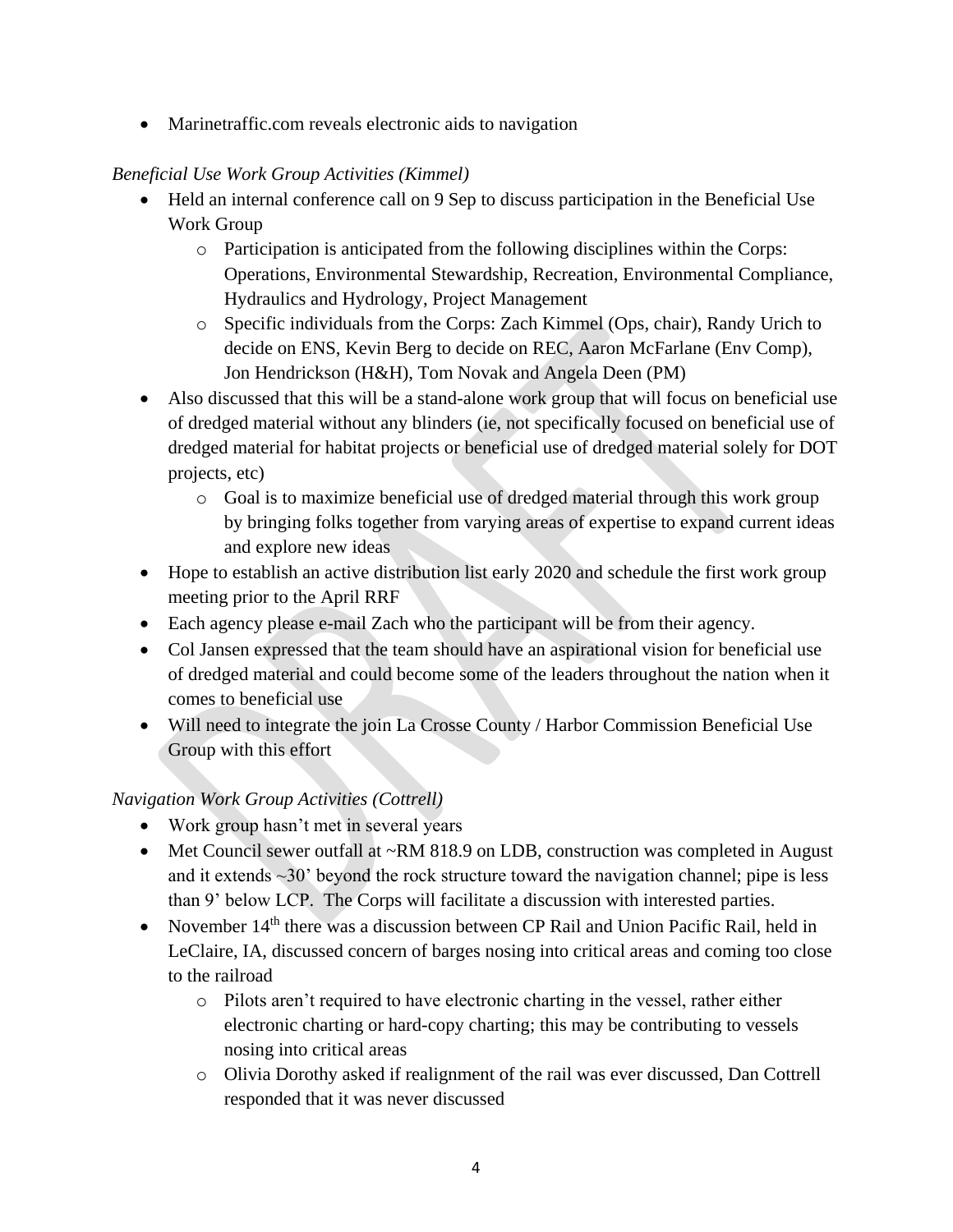- Marinetraffic.com reveals electronic aids to navigation

*Beneficial Use Work Group Activities (Kimmel)*

- Held an internal conference call on 9 Sep to discuss participation in the Beneficial Use Work Group
    - Participation is anticipated from the following disciplines within the Corps: Operations, Environmental Stewardship, Recreation, Environmental Compliance, Hydraulics and Hydrology, Project Management
    - Specific individuals from the Corps: Zach Kimmel (Ops, chair), Randy Urich to decide on ENS, Kevin Berg to decide on REC, Aaron McFarlane (Env Comp), Jon Hendrickson (H&H), Tom Novak and Angela Deen (PM)
- Also discussed that this will be a stand-alone work group that will focus on beneficial use of dredged material without any blinders (ie, not specifically focused on beneficial use of dredged material for habitat projects or beneficial use of dredged material solely for DOT projects, etc)
    - Goal is to maximize beneficial use of dredged material through this work group by bringing folks together from varying areas of expertise to expand current ideas and explore new ideas
- Hope to establish an active distribution list early 2020 and schedule the first work group meeting prior to the April RRF
- Each agency please e-mail Zach who the participant will be from their agency.
- Col Jansen expressed that the team should have an aspirational vision for beneficial use of dredged material and could become some of the leaders throughout the nation when it comes to beneficial use
- Will need to integrate the join La Crosse County / Harbor Commission Beneficial Use Group with this effort

*Navigation Work Group Activities (Cottrell)*

- Work group hasn't met in several years
- Met Council sewer outfall at ~RM 818.9 on LDB, construction was completed in August and it extends ~30' beyond the rock structure toward the navigation channel; pipe is less than 9' below LCP. The Corps will facilitate a discussion with interested parties.
- November 14th there was a discussion between CP Rail and Union Pacific Rail, held in LeClaire, IA, discussed concern of barges nosing into critical areas and coming too close to the railroad
    - Pilots aren't required to have electronic charting in the vessel, rather either electronic charting or hard-copy charting; this may be contributing to vessels nosing into critical areas
    - Olivia Dorothy asked if realignment of the rail was ever discussed, Dan Cottrell responded that it was never discussed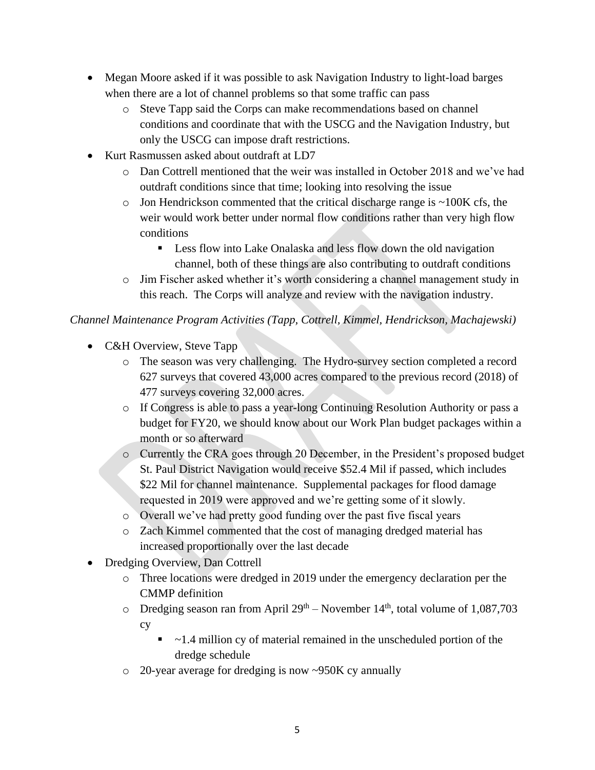- Megan Moore asked if it was possible to ask Navigation Industry to light-load barges when there are a lot of channel problems so that some traffic can pass
    - Steve Tapp said the Corps can make recommendations based on channel conditions and coordinate that with the USCG and the Navigation Industry, but only the USCG can impose draft restrictions.
- Kurt Rasmussen asked about outdraft at LD7
    - Dan Cottrell mentioned that the weir was installed in October 2018 and we've had outdraft conditions since that time; looking into resolving the issue
    - Jon Hendrickson commented that the critical discharge range is ~100K cfs, the weir would work better under normal flow conditions rather than very high flow conditions
        - Less flow into Lake Onalaska and less flow down the old navigation channel, both of these things are also contributing to outdraft conditions
    - Jim Fischer asked whether it's worth considering a channel management study in this reach. The Corps will analyze and review with the navigation industry.

*Channel Maintenance Program Activities (Tapp, Cottrell, Kimmel, Hendrickson, Machajewski)*

- C&H Overview, Steve Tapp
    - The season was very challenging. The Hydro-survey section completed a record 627 surveys that covered 43,000 acres compared to the previous record (2018) of 477 surveys covering 32,000 acres.
    - If Congress is able to pass a year-long Continuing Resolution Authority or pass a budget for FY20, we should know about our Work Plan budget packages within a month or so afterward
    - Currently the CRA goes through 20 December, in the President's proposed budget St. Paul District Navigation would receive $52.4 Mil if passed, which includes $22 Mil for channel maintenance. Supplemental packages for flood damage requested in 2019 were approved and we're getting some of it slowly.
    - Overall we've had pretty good funding over the past five fiscal years
    - Zach Kimmel commented that the cost of managing dredged material has increased proportionally over the last decade
- Dredging Overview, Dan Cottrell
    - Three locations were dredged in 2019 under the emergency declaration per the CMMP definition
    - Dredging season ran from April 29th – November 14th, total volume of 1,087,703 cy
        - ~1.4 million cy of material remained in the unscheduled portion of the dredge schedule
    - 20-year average for dredging is now ~950K cy annually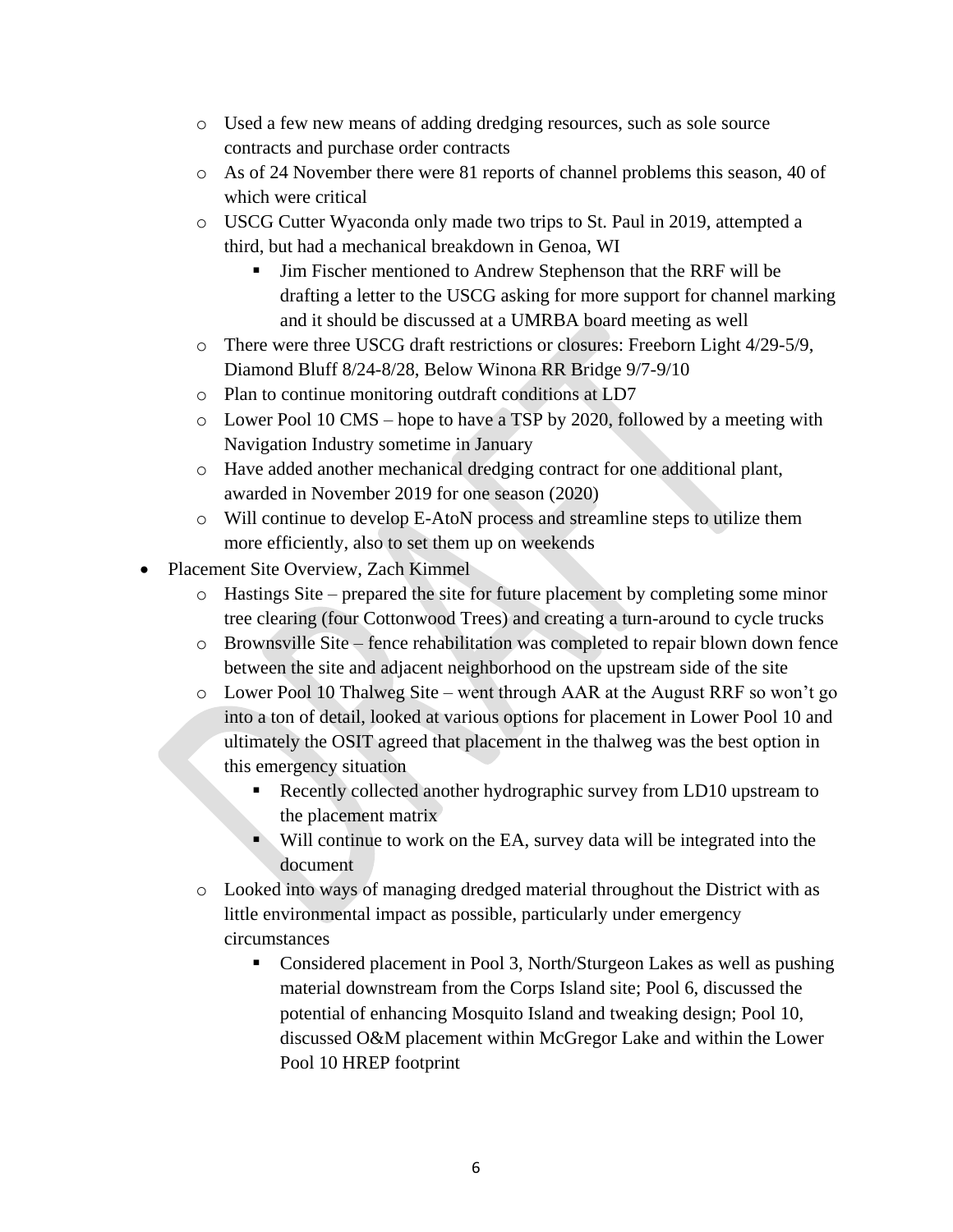- Used a few new means of adding dredging resources, such as sole source contracts and purchase order contracts
  - As of 24 November there were 81 reports of channel problems this season, 40 of which were critical
  - USCG Cutter Wyaconda only made two trips to St. Paul in 2019, attempted a third, but had a mechanical breakdown in Genoa, WI
    - Jim Fischer mentioned to Andrew Stephenson that the RRF will be drafting a letter to the USCG asking for more support for channel marking and it should be discussed at a UMRBA board meeting as well
  - There were three USCG draft restrictions or closures: Freeborn Light 4/29-5/9, Diamond Bluff 8/24-8/28, Below Winona RR Bridge 9/7-9/10
  - Plan to continue monitoring outdraft conditions at LD7
  - Lower Pool 10 CMS – hope to have a TSP by 2020, followed by a meeting with Navigation Industry sometime in January
  - Have added another mechanical dredging contract for one additional plant, awarded in November 2019 for one season (2020)
  - Will continue to develop E-AtoN process and streamline steps to utilize them more efficiently, also to set them up on weekends
- Placement Site Overview, Zach Kimmel
  - Hastings Site – prepared the site for future placement by completing some minor tree clearing (four Cottonwood Trees) and creating a turn-around to cycle trucks
  - Brownsville Site – fence rehabilitation was completed to repair blown down fence between the site and adjacent neighborhood on the upstream side of the site
  - Lower Pool 10 Thalweg Site – went through AAR at the August RRF so won't go into a ton of detail, looked at various options for placement in Lower Pool 10 and ultimately the OSIT agreed that placement in the thalweg was the best option in this emergency situation
    - Recently collected another hydrographic survey from LD10 upstream to the placement matrix
    - Will continue to work on the EA, survey data will be integrated into the document
  - Looked into ways of managing dredged material throughout the District with as little environmental impact as possible, particularly under emergency circumstances
    - Considered placement in Pool 3, North/Sturgeon Lakes as well as pushing material downstream from the Corps Island site; Pool 6, discussed the potential of enhancing Mosquito Island and tweaking design; Pool 10, discussed O&M placement within McGregor Lake and within the Lower Pool 10 HREP footprint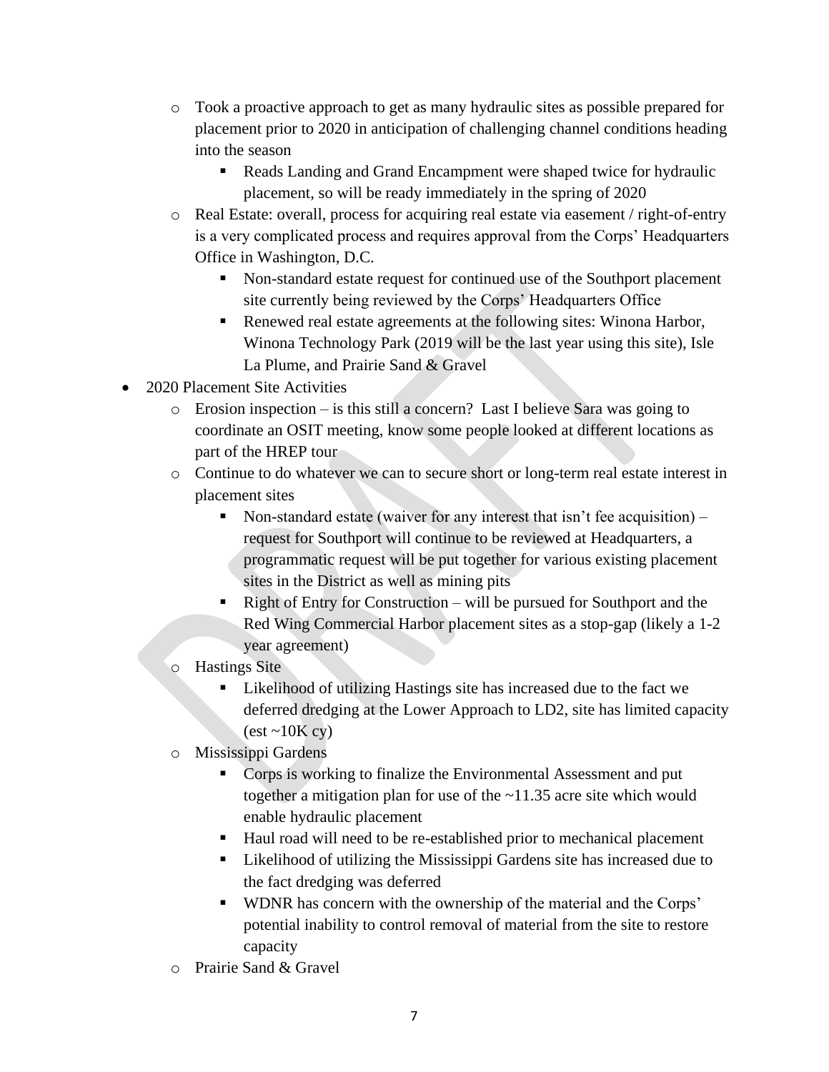- Took a proactive approach to get as many hydraulic sites as possible prepared for placement prior to 2020 in anticipation of challenging channel conditions heading into the season
  - Reads Landing and Grand Encampment were shaped twice for hydraulic placement, so will be ready immediately in the spring of 2020
- Real Estate: overall, process for acquiring real estate via easement / right-of-entry is a very complicated process and requires approval from the Corps' Headquarters Office in Washington, D.C.
  - Non-standard estate request for continued use of the Southport placement site currently being reviewed by the Corps' Headquarters Office
  - Renewed real estate agreements at the following sites: Winona Harbor, Winona Technology Park (2019 will be the last year using this site), Isle La Plume, and Prairie Sand & Gravel

- 2020 Placement Site Activities
  - Erosion inspection – is this still a concern? Last I believe Sara was going to coordinate an OSIT meeting, know some people looked at different locations as part of the HREP tour
  - Continue to do whatever we can to secure short or long-term real estate interest in placement sites
    - Non-standard estate (waiver for any interest that isn't fee acquisition) – request for Southport will continue to be reviewed at Headquarters, a programmatic request will be put together for various existing placement sites in the District as well as mining pits
    - Right of Entry for Construction – will be pursued for Southport and the Red Wing Commercial Harbor placement sites as a stop-gap (likely a 1-2 year agreement)
  - Hastings Site
    - Likelihood of utilizing Hastings site has increased due to the fact we deferred dredging at the Lower Approach to LD2, site has limited capacity (est ~10K cy)
  - Mississippi Gardens
    - Corps is working to finalize the Environmental Assessment and put together a mitigation plan for use of the ~11.35 acre site which would enable hydraulic placement
    - Haul road will need to be re-established prior to mechanical placement
    - Likelihood of utilizing the Mississippi Gardens site has increased due to the fact dredging was deferred
    - WDNR has concern with the ownership of the material and the Corps' potential inability to control removal of material from the site to restore capacity
  - Prairie Sand & Gravel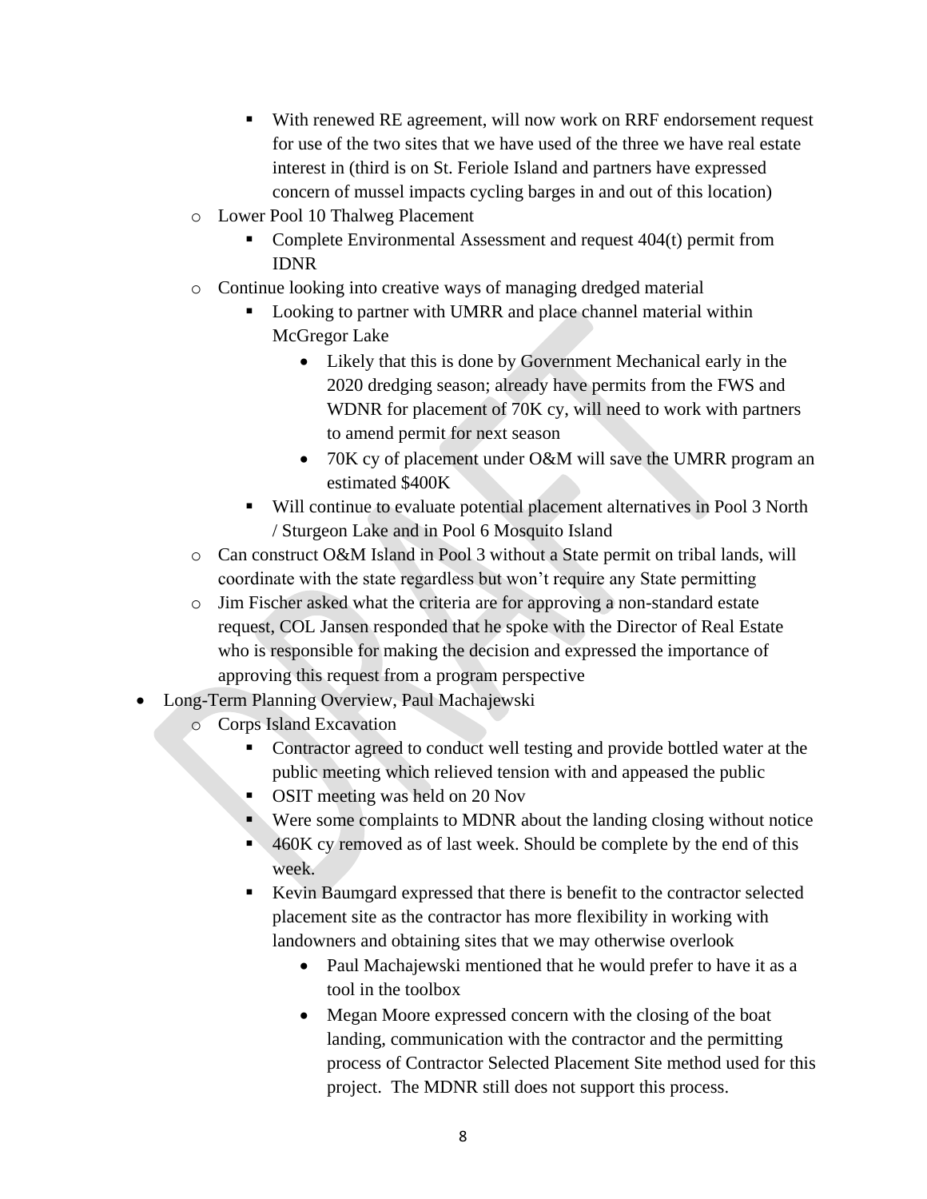- With renewed RE agreement, will now work on RRF endorsement request for use of the two sites that we have used of the three we have real estate interest in (third is on St. Feriole Island and partners have expressed concern of mussel impacts cycling barges in and out of this location)
    - Lower Pool 10 Thalweg Placement
        - Complete Environmental Assessment and request 404(t) permit from IDNR
    - Continue looking into creative ways of managing dredged material
        - Looking to partner with UMRR and place channel material within McGregor Lake
            - Likely that this is done by Government Mechanical early in the 2020 dredging season; already have permits from the FWS and WDNR for placement of 70K cy, will need to work with partners to amend permit for next season
            - 70K cy of placement under O&M will save the UMRR program an estimated $400K
        - Will continue to evaluate potential placement alternatives in Pool 3 North / Sturgeon Lake and in Pool 6 Mosquito Island
    - Can construct O&M Island in Pool 3 without a State permit on tribal lands, will coordinate with the state regardless but won't require any State permitting
    - Jim Fischer asked what the criteria are for approving a non-standard estate request, COL Jansen responded that he spoke with the Director of Real Estate who is responsible for making the decision and expressed the importance of approving this request from a program perspective
- Long-Term Planning Overview, Paul Machajewski
    - Corps Island Excavation
        - Contractor agreed to conduct well testing and provide bottled water at the public meeting which relieved tension with and appeased the public
        - OSIT meeting was held on 20 Nov
        - Were some complaints to MDNR about the landing closing without notice
        - 460K cy removed as of last week. Should be complete by the end of this week.
        - Kevin Baumgard expressed that there is benefit to the contractor selected placement site as the contractor has more flexibility in working with landowners and obtaining sites that we may otherwise overlook
            - Paul Machajewski mentioned that he would prefer to have it as a tool in the toolbox
            - Megan Moore expressed concern with the closing of the boat landing, communication with the contractor and the permitting process of Contractor Selected Placement Site method used for this project. The MDNR still does not support this process.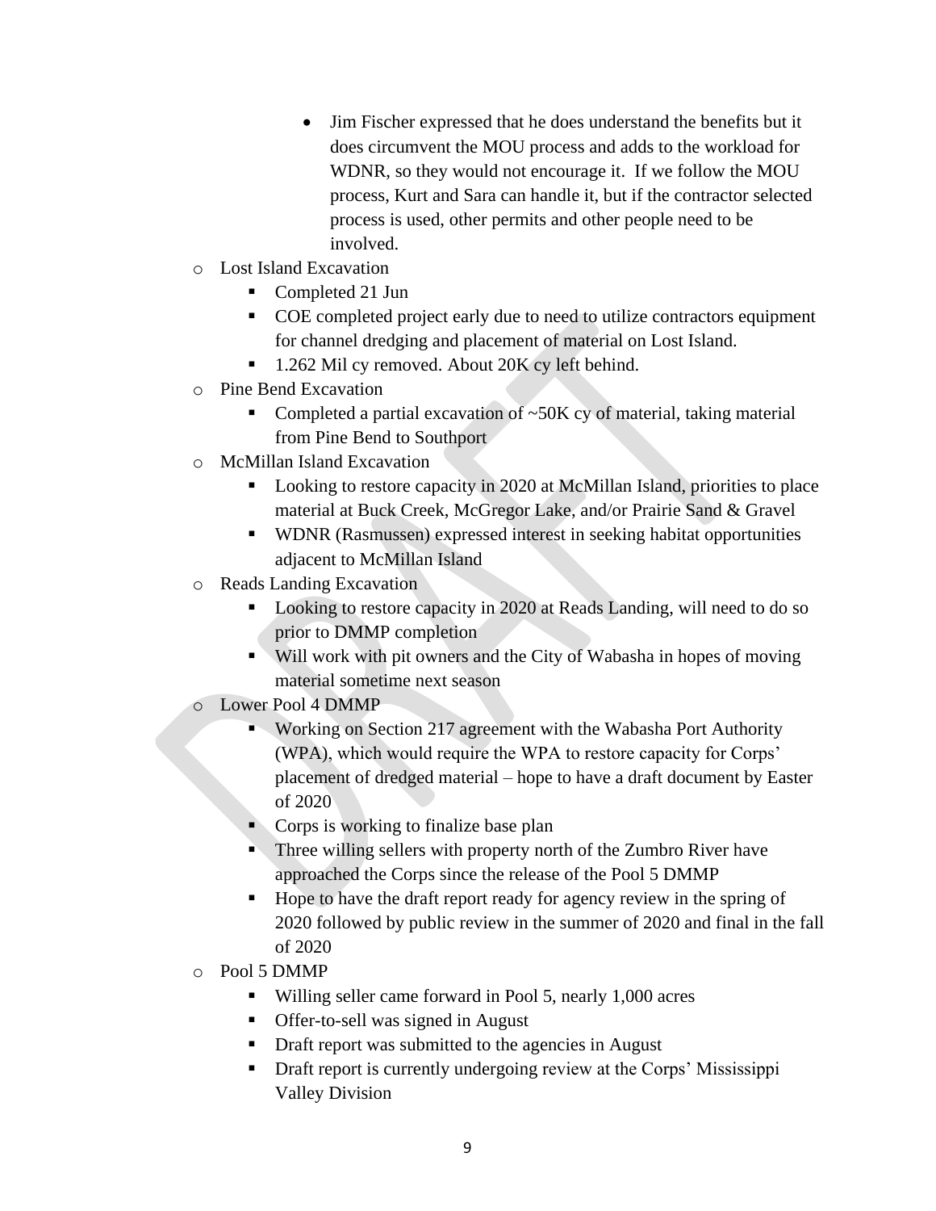- Jim Fischer expressed that he does understand the benefits but it does circumvent the MOU process and adds to the workload for WDNR, so they would not encourage it. If we follow the MOU process, Kurt and Sara can handle it, but if the contractor selected process is used, other permits and other people need to be involved.

- Lost Island Excavation
  - Completed 21 Jun
  - COE completed project early due to need to utilize contractors equipment for channel dredging and placement of material on Lost Island.
  - 1.262 Mil cy removed. About 20K cy left behind.
- Pine Bend Excavation
  - Completed a partial excavation of ~50K cy of material, taking material from Pine Bend to Southport
- McMillan Island Excavation
  - Looking to restore capacity in 2020 at McMillan Island, priorities to place material at Buck Creek, McGregor Lake, and/or Prairie Sand & Gravel
  - WDNR (Rasmussen) expressed interest in seeking habitat opportunities adjacent to McMillan Island
- Reads Landing Excavation
  - Looking to restore capacity in 2020 at Reads Landing, will need to do so prior to DMMP completion
  - Will work with pit owners and the City of Wabasha in hopes of moving material sometime next season
- Lower Pool 4 DMMP
  - Working on Section 217 agreement with the Wabasha Port Authority (WPA), which would require the WPA to restore capacity for Corps' placement of dredged material – hope to have a draft document by Easter of 2020
  - Corps is working to finalize base plan
  - Three willing sellers with property north of the Zumbro River have approached the Corps since the release of the Pool 5 DMMP
  - Hope to have the draft report ready for agency review in the spring of 2020 followed by public review in the summer of 2020 and final in the fall of 2020
- Pool 5 DMMP
  - Willing seller came forward in Pool 5, nearly 1,000 acres
  - Offer-to-sell was signed in August
  - Draft report was submitted to the agencies in August
  - Draft report is currently undergoing review at the Corps' Mississippi Valley Division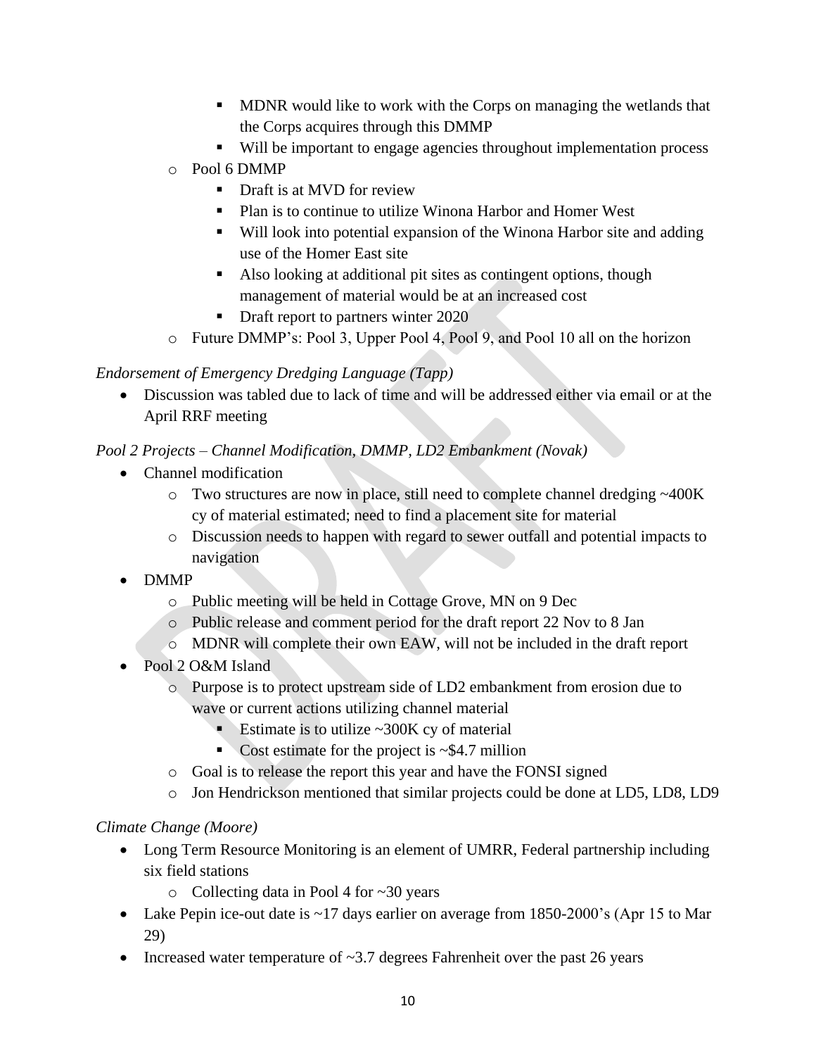- MDNR would like to work with the Corps on managing the wetlands that the Corps acquires through this DMMP
        - Will be important to engage agencies throughout implementation process
    - Pool 6 DMMP
        - Draft is at MVD for review
        - Plan is to continue to utilize Winona Harbor and Homer West
        - Will look into potential expansion of the Winona Harbor site and adding use of the Homer East site
        - Also looking at additional pit sites as contingent options, though management of material would be at an increased cost
        - Draft report to partners winter 2020
    - Future DMMP's: Pool 3, Upper Pool 4, Pool 9, and Pool 10 all on the horizon

*Endorsement of Emergency Dredging Language (Tapp)*

- Discussion was tabled due to lack of time and will be addressed either via email or at the April RRF meeting

*Pool 2 Projects – Channel Modification, DMMP, LD2 Embankment (Novak)*

- Channel modification
    - Two structures are now in place, still need to complete channel dredging ~400K cy of material estimated; need to find a placement site for material
    - Discussion needs to happen with regard to sewer outfall and potential impacts to navigation
- DMMP
    - Public meeting will be held in Cottage Grove, MN on 9 Dec
    - Public release and comment period for the draft report 22 Nov to 8 Jan
    - MDNR will complete their own EAW, will not be included in the draft report
- Pool 2 O&M Island
    - Purpose is to protect upstream side of LD2 embankment from erosion due to wave or current actions utilizing channel material
        - Estimate is to utilize ~300K cy of material
        - Cost estimate for the project is ~$4.7 million
    - Goal is to release the report this year and have the FONSI signed
    - Jon Hendrickson mentioned that similar projects could be done at LD5, LD8, LD9

*Climate Change (Moore)*

- Long Term Resource Monitoring is an element of UMRR, Federal partnership including six field stations
    - Collecting data in Pool 4 for ~30 years
- Lake Pepin ice-out date is ~17 days earlier on average from 1850-2000's (Apr 15 to Mar 29)
- Increased water temperature of ~3.7 degrees Fahrenheit over the past 26 years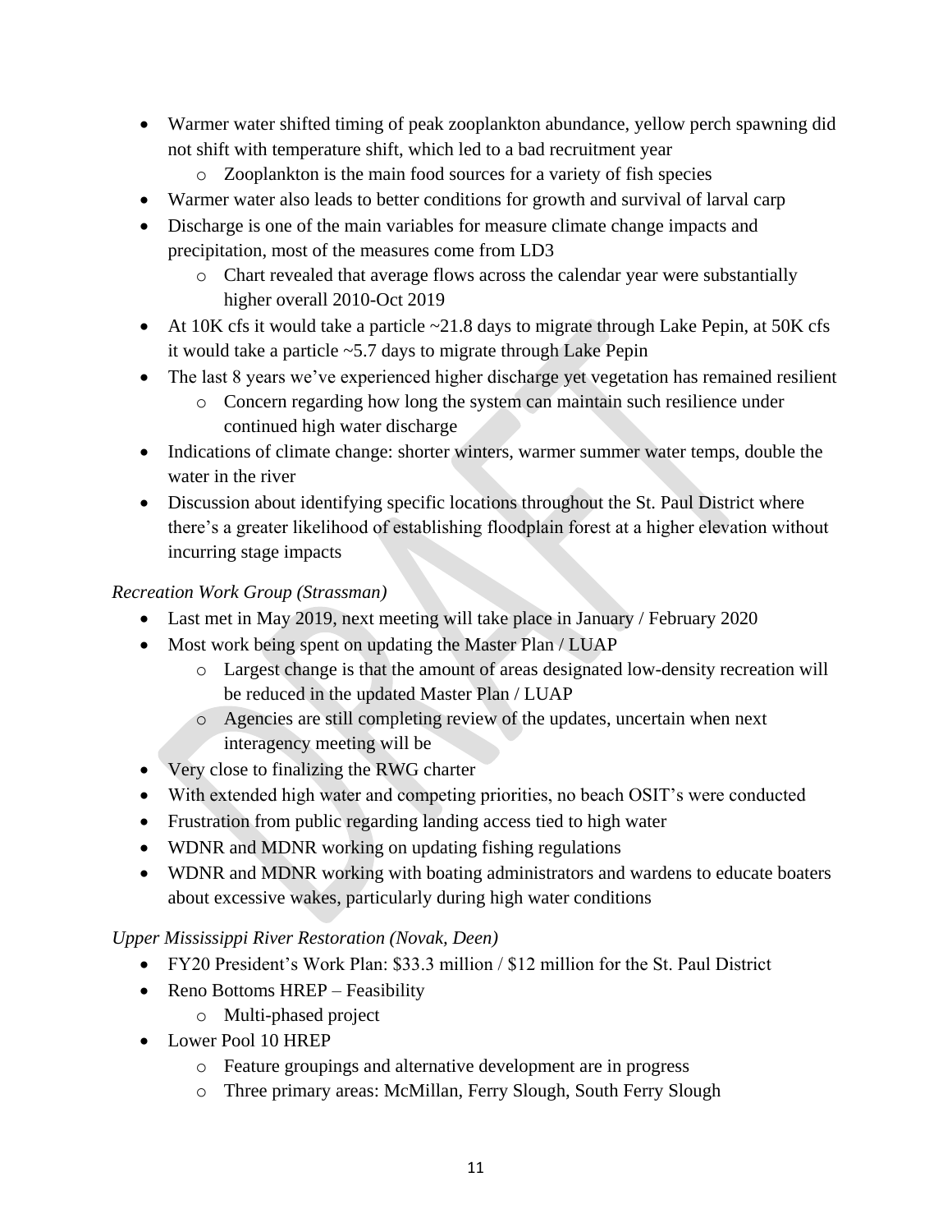- Warmer water shifted timing of peak zooplankton abundance, yellow perch spawning did not shift with temperature shift, which led to a bad recruitment year
  - Zooplankton is the main food sources for a variety of fish species
- Warmer water also leads to better conditions for growth and survival of larval carp
- Discharge is one of the main variables for measure climate change impacts and precipitation, most of the measures come from LD3
  - Chart revealed that average flows across the calendar year were substantially higher overall 2010-Oct 2019
- At 10K cfs it would take a particle ~21.8 days to migrate through Lake Pepin, at 50K cfs it would take a particle ~5.7 days to migrate through Lake Pepin
- The last 8 years we've experienced higher discharge yet vegetation has remained resilient
  - Concern regarding how long the system can maintain such resilience under continued high water discharge
- Indications of climate change: shorter winters, warmer summer water temps, double the water in the river
- Discussion about identifying specific locations throughout the St. Paul District where there's a greater likelihood of establishing floodplain forest at a higher elevation without incurring stage impacts

*Recreation Work Group (Strassman)*

- Last met in May 2019, next meeting will take place in January / February 2020
- Most work being spent on updating the Master Plan / LUAP
  - Largest change is that the amount of areas designated low-density recreation will be reduced in the updated Master Plan / LUAP
  - Agencies are still completing review of the updates, uncertain when next interagency meeting will be
- Very close to finalizing the RWG charter
- With extended high water and competing priorities, no beach OSIT's were conducted
- Frustration from public regarding landing access tied to high water
- WDNR and MDNR working on updating fishing regulations
- WDNR and MDNR working with boating administrators and wardens to educate boaters about excessive wakes, particularly during high water conditions

*Upper Mississippi River Restoration (Novak, Deen)*

- FY20 President's Work Plan: \$33.3 million / \$12 million for the St. Paul District
- Reno Bottoms HREP – Feasibility
  - Multi-phased project
- Lower Pool 10 HREP
  - Feature groupings and alternative development are in progress
  - Three primary areas: McMillan, Ferry Slough, South Ferry Slough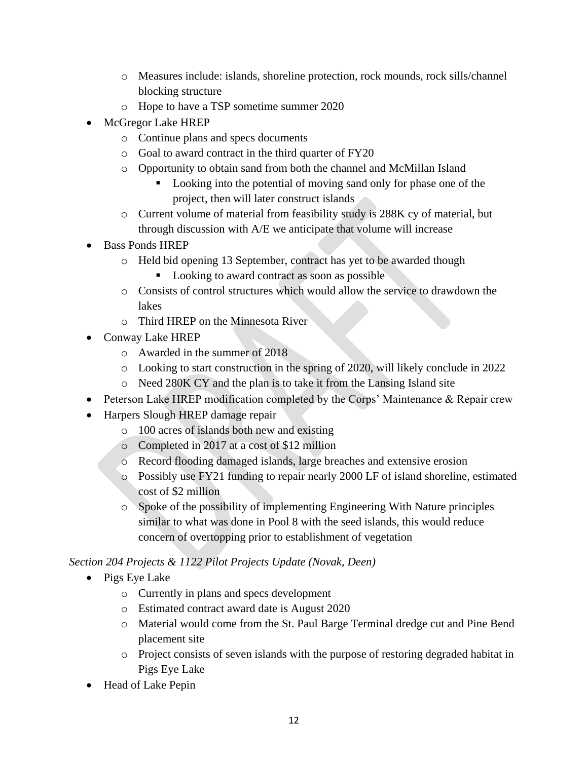- Measures include: islands, shoreline protection, rock mounds, rock sills/channel blocking structure
    - Hope to have a TSP sometime summer 2020
- McGregor Lake HREP
    - Continue plans and specs documents
    - Goal to award contract in the third quarter of FY20
    - Opportunity to obtain sand from both the channel and McMillan Island
        - Looking into the potential of moving sand only for phase one of the project, then will later construct islands
    - Current volume of material from feasibility study is 288K cy of material, but through discussion with A/E we anticipate that volume will increase
- Bass Ponds HREP
    - Held bid opening 13 September, contract has yet to be awarded though
        - Looking to award contract as soon as possible
    - Consists of control structures which would allow the service to drawdown the lakes
    - Third HREP on the Minnesota River
- Conway Lake HREP
    - Awarded in the summer of 2018
    - Looking to start construction in the spring of 2020, will likely conclude in 2022
    - Need 280K CY and the plan is to take it from the Lansing Island site
- Peterson Lake HREP modification completed by the Corps' Maintenance & Repair crew
- Harpers Slough HREP damage repair
    - 100 acres of islands both new and existing
    - Completed in 2017 at a cost of $12 million
    - Record flooding damaged islands, large breaches and extensive erosion
    - Possibly use FY21 funding to repair nearly 2000 LF of island shoreline, estimated cost of $2 million
    - Spoke of the possibility of implementing Engineering With Nature principles similar to what was done in Pool 8 with the seed islands, this would reduce concern of overtopping prior to establishment of vegetation

*Section 204 Projects & 1122 Pilot Projects Update (Novak, Deen)*

- Pigs Eye Lake
    - Currently in plans and specs development
    - Estimated contract award date is August 2020
    - Material would come from the St. Paul Barge Terminal dredge cut and Pine Bend placement site
    - Project consists of seven islands with the purpose of restoring degraded habitat in Pigs Eye Lake
- Head of Lake Pepin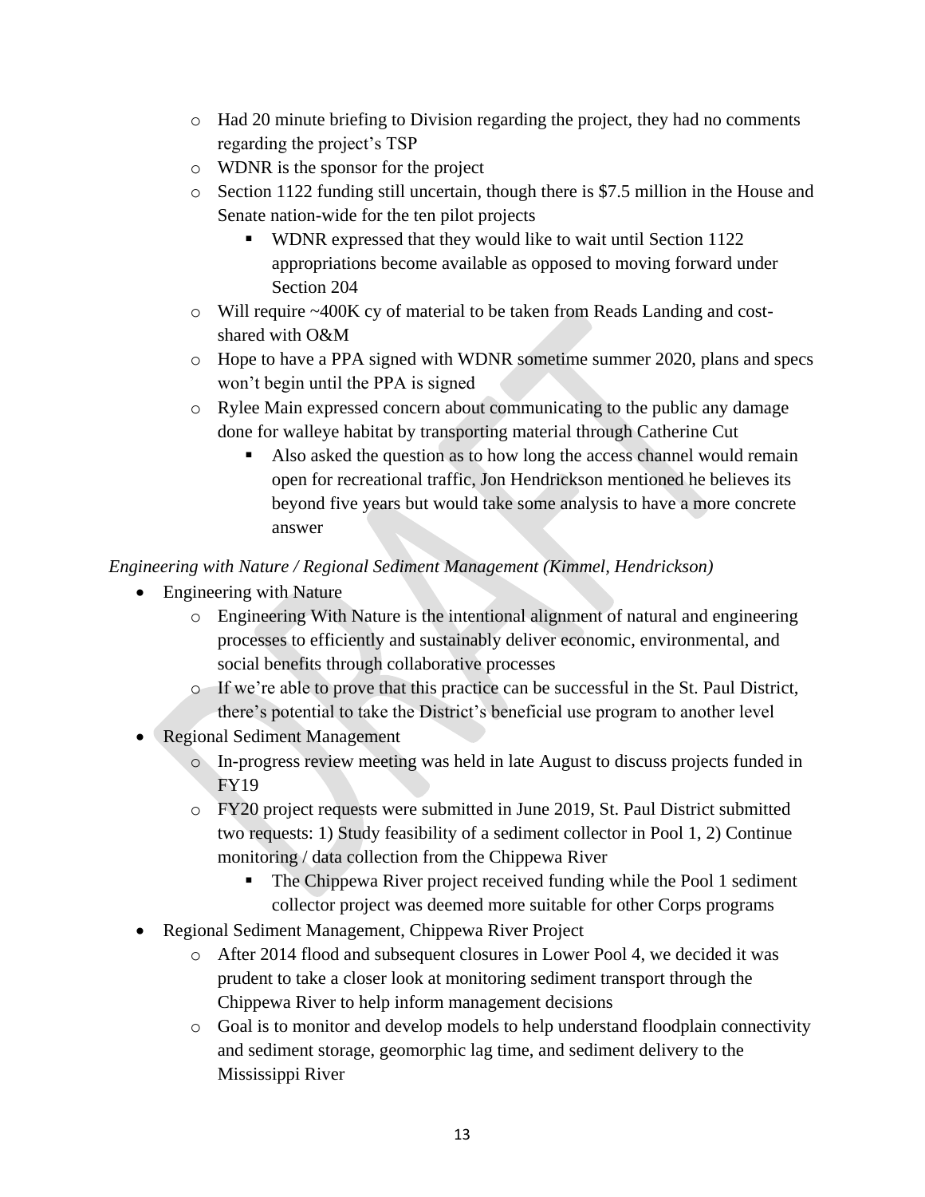- Had 20 minute briefing to Division regarding the project, they had no comments regarding the project's TSP
- WDNR is the sponsor for the project
- Section 1122 funding still uncertain, though there is $7.5 million in the House and Senate nation-wide for the ten pilot projects
  - WDNR expressed that they would like to wait until Section 1122 appropriations become available as opposed to moving forward under Section 204
- Will require ~400K cy of material to be taken from Reads Landing and cost-shared with O&M
- Hope to have a PPA signed with WDNR sometime summer 2020, plans and specs won't begin until the PPA is signed
- Rylee Main expressed concern about communicating to the public any damage done for walleye habitat by transporting material through Catherine Cut
  - Also asked the question as to how long the access channel would remain open for recreational traffic, Jon Hendrickson mentioned he believes its beyond five years but would take some analysis to have a more concrete answer

*Engineering with Nature / Regional Sediment Management (Kimmel, Hendrickson)*

- Engineering with Nature
  - Engineering With Nature is the intentional alignment of natural and engineering processes to efficiently and sustainably deliver economic, environmental, and social benefits through collaborative processes
  - If we're able to prove that this practice can be successful in the St. Paul District, there's potential to take the District's beneficial use program to another level
- Regional Sediment Management
  - In-progress review meeting was held in late August to discuss projects funded in FY19
  - FY20 project requests were submitted in June 2019, St. Paul District submitted two requests: 1) Study feasibility of a sediment collector in Pool 1, 2) Continue monitoring / data collection from the Chippewa River
    - The Chippewa River project received funding while the Pool 1 sediment collector project was deemed more suitable for other Corps programs
- Regional Sediment Management, Chippewa River Project
  - After 2014 flood and subsequent closures in Lower Pool 4, we decided it was prudent to take a closer look at monitoring sediment transport through the Chippewa River to help inform management decisions
  - Goal is to monitor and develop models to help understand floodplain connectivity and sediment storage, geomorphic lag time, and sediment delivery to the Mississippi River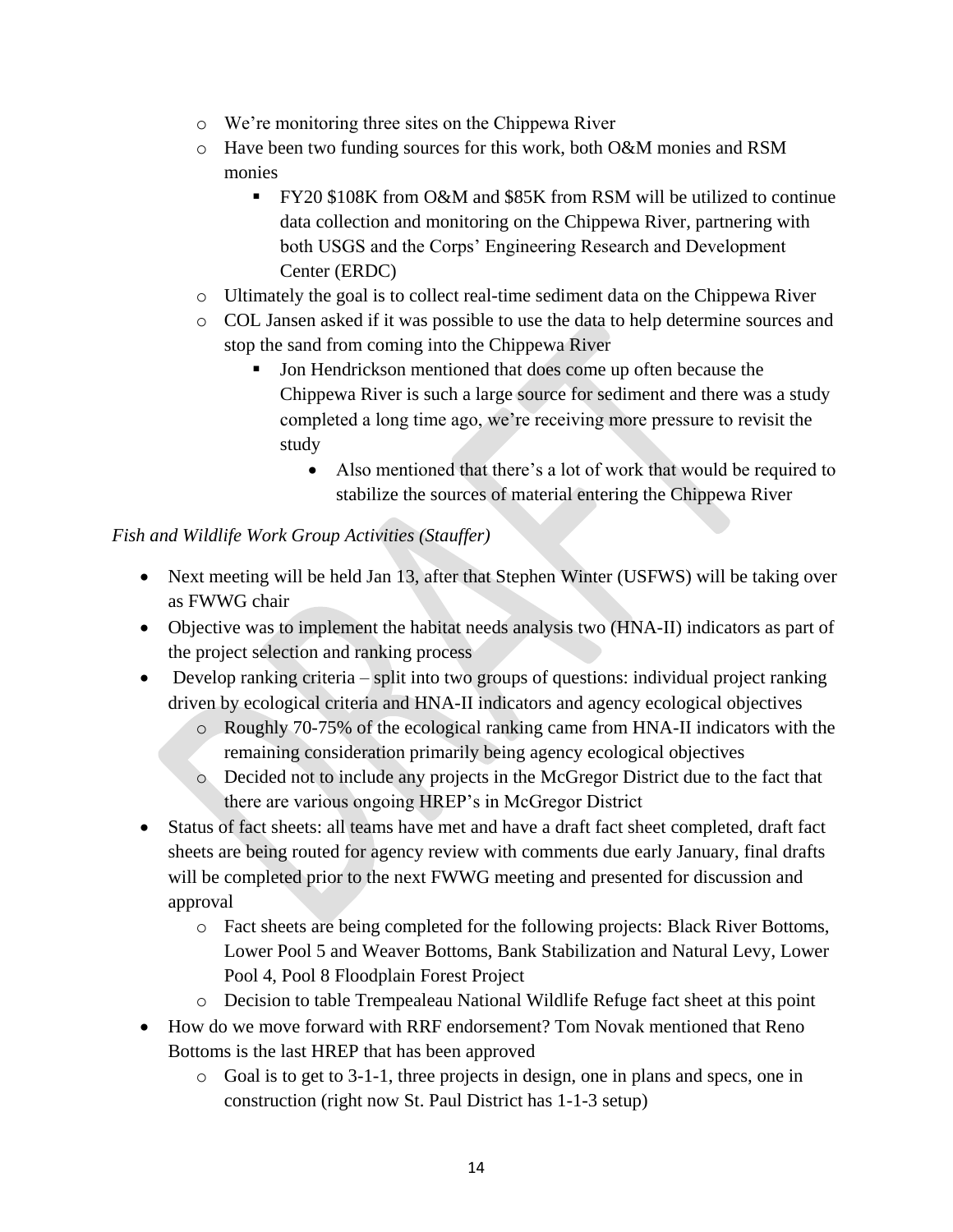- We're monitoring three sites on the Chippewa River
  - Have been two funding sources for this work, both O&M monies and RSM monies
    - FY20 $108K from O&M and $85K from RSM will be utilized to continue data collection and monitoring on the Chippewa River, partnering with both USGS and the Corps' Engineering Research and Development Center (ERDC)
  - Ultimately the goal is to collect real-time sediment data on the Chippewa River
  - COL Jansen asked if it was possible to use the data to help determine sources and stop the sand from coming into the Chippewa River
    - Jon Hendrickson mentioned that does come up often because the Chippewa River is such a large source for sediment and there was a study completed a long time ago, we're receiving more pressure to revisit the study
      - Also mentioned that there's a lot of work that would be required to stabilize the sources of material entering the Chippewa River

*Fish and Wildlife Work Group Activities (Stauffer)*

- Next meeting will be held Jan 13, after that Stephen Winter (USFWS) will be taking over as FWWG chair
- Objective was to implement the habitat needs analysis two (HNA-II) indicators as part of the project selection and ranking process
- Develop ranking criteria – split into two groups of questions: individual project ranking driven by ecological criteria and HNA-II indicators and agency ecological objectives
  - Roughly 70-75% of the ecological ranking came from HNA-II indicators with the remaining consideration primarily being agency ecological objectives
  - Decided not to include any projects in the McGregor District due to the fact that there are various ongoing HREP's in McGregor District
- Status of fact sheets: all teams have met and have a draft fact sheet completed, draft fact sheets are being routed for agency review with comments due early January, final drafts will be completed prior to the next FWWG meeting and presented for discussion and approval
  - Fact sheets are being completed for the following projects: Black River Bottoms, Lower Pool 5 and Weaver Bottoms, Bank Stabilization and Natural Levy, Lower Pool 4, Pool 8 Floodplain Forest Project
  - Decision to table Trempealeau National Wildlife Refuge fact sheet at this point
- How do we move forward with RRF endorsement? Tom Novak mentioned that Reno Bottoms is the last HREP that has been approved
  - Goal is to get to 3-1-1, three projects in design, one in plans and specs, one in construction (right now St. Paul District has 1-1-3 setup)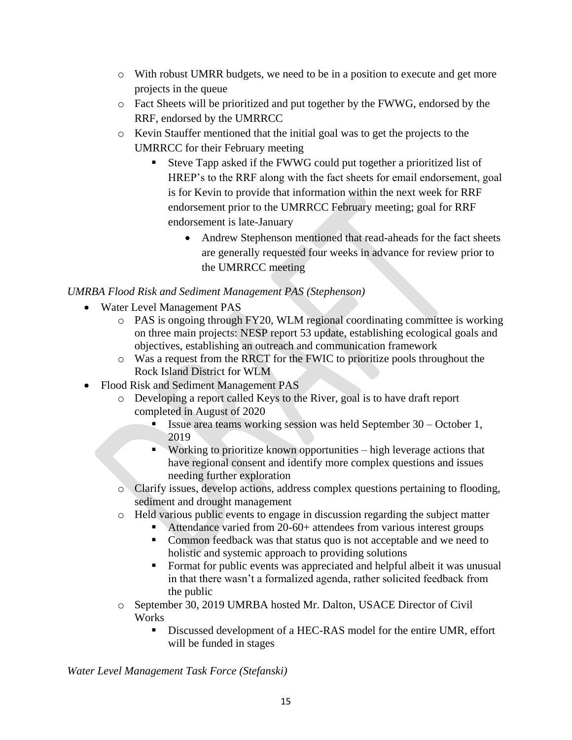- With robust UMRR budgets, we need to be in a position to execute and get more projects in the queue
  - Fact Sheets will be prioritized and put together by the FWWG, endorsed by the RRF, endorsed by the UMRRCC
  - Kevin Stauffer mentioned that the initial goal was to get the projects to the UMRRCC for their February meeting
    - Steve Tapp asked if the FWWG could put together a prioritized list of HREP's to the RRF along with the fact sheets for email endorsement, goal is for Kevin to provide that information within the next week for RRF endorsement prior to the UMRRCC February meeting; goal for RRF endorsement is late-January
      - Andrew Stephenson mentioned that read-aheads for the fact sheets are generally requested four weeks in advance for review prior to the UMRRCC meeting

*UMRBA Flood Risk and Sediment Management PAS (Stephenson)*

- Water Level Management PAS
  - PAS is ongoing through FY20, WLM regional coordinating committee is working on three main projects: NESP report 53 update, establishing ecological goals and objectives, establishing an outreach and communication framework
  - Was a request from the RRCT for the FWIC to prioritize pools throughout the Rock Island District for WLM
- Flood Risk and Sediment Management PAS
  - Developing a report called Keys to the River, goal is to have draft report completed in August of 2020
    - Issue area teams working session was held September 30 – October 1, 2019
    - Working to prioritize known opportunities – high leverage actions that have regional consent and identify more complex questions and issues needing further exploration
  - Clarify issues, develop actions, address complex questions pertaining to flooding, sediment and drought management
  - Held various public events to engage in discussion regarding the subject matter
    - Attendance varied from 20-60+ attendees from various interest groups
    - Common feedback was that status quo is not acceptable and we need to holistic and systemic approach to providing solutions
    - Format for public events was appreciated and helpful albeit it was unusual in that there wasn't a formalized agenda, rather solicited feedback from the public
  - September 30, 2019 UMRBA hosted Mr. Dalton, USACE Director of Civil Works
    - Discussed development of a HEC-RAS model for the entire UMR, effort will be funded in stages

*Water Level Management Task Force (Stefanski)*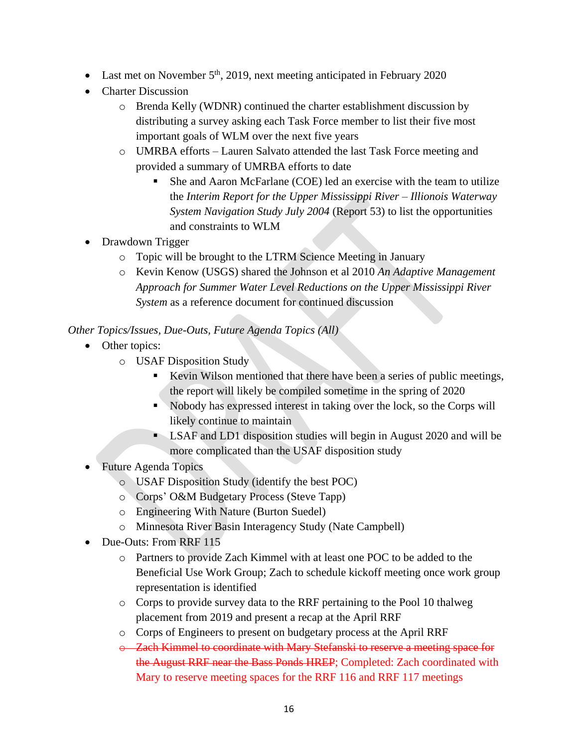- Last met on November 5th, 2019, next meeting anticipated in February 2020
- Charter Discussion
  - Brenda Kelly (WDNR) continued the charter establishment discussion by distributing a survey asking each Task Force member to list their five most important goals of WLM over the next five years
  - UMRBA efforts – Lauren Salvato attended the last Task Force meeting and provided a summary of UMRBA efforts to date
    - She and Aaron McFarlane (COE) led an exercise with the team to utilize the *Interim Report for the Upper Mississippi River – Illionois Waterway System Navigation Study July 2004* (Report 53) to list the opportunities and constraints to WLM
- Drawdown Trigger
  - Topic will be brought to the LTRM Science Meeting in January
  - Kevin Kenow (USGS) shared the Johnson et al 2010 *An Adaptive Management Approach for Summer Water Level Reductions on the Upper Mississippi River System* as a reference document for continued discussion

*Other Topics/Issues, Due-Outs, Future Agenda Topics (All)*

- Other topics:
  - USAF Disposition Study
    - Kevin Wilson mentioned that there have been a series of public meetings, the report will likely be compiled sometime in the spring of 2020
    - Nobody has expressed interest in taking over the lock, so the Corps will likely continue to maintain
    - LSAF and LD1 disposition studies will begin in August 2020 and will be more complicated than the USAF disposition study
- Future Agenda Topics
  - USAF Disposition Study (identify the best POC)
  - Corps' O&M Budgetary Process (Steve Tapp)
  - Engineering With Nature (Burton Suedel)
  - Minnesota River Basin Interagency Study (Nate Campbell)
- Due-Outs: From RRF 115
  - Partners to provide Zach Kimmel with at least one POC to be added to the Beneficial Use Work Group; Zach to schedule kickoff meeting once work group representation is identified
  - Corps to provide survey data to the RRF pertaining to the Pool 10 thalweg placement from 2019 and present a recap at the April RRF
  - Corps of Engineers to present on budgetary process at the April RRF
  - ~~Zach Kimmel to coordinate with Mary Stefanski to reserve a meeting space for the August RRF near the Bass Ponds HREP~~; Completed: Zach coordinated with Mary to reserve meeting spaces for the RRF 116 and RRF 117 meetings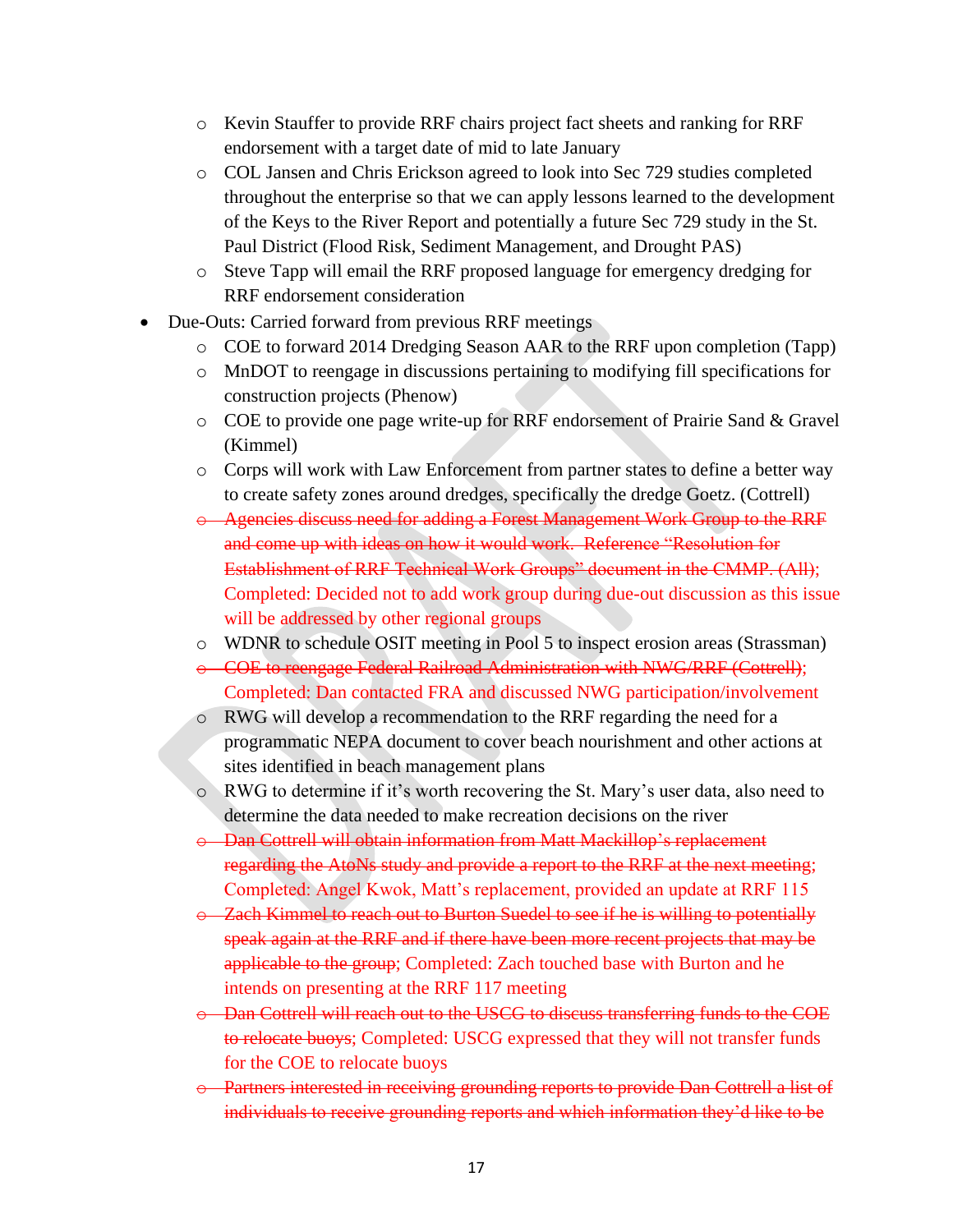- Kevin Stauffer to provide RRF chairs project fact sheets and ranking for RRF endorsement with a target date of mid to late January
  - COL Jansen and Chris Erickson agreed to look into Sec 729 studies completed throughout the enterprise so that we can apply lessons learned to the development of the Keys to the River Report and potentially a future Sec 729 study in the St. Paul District (Flood Risk, Sediment Management, and Drought PAS)
  - Steve Tapp will email the RRF proposed language for emergency dredging for RRF endorsement consideration
- Due-Outs: Carried forward from previous RRF meetings
  - COE to forward 2014 Dredging Season AAR to the RRF upon completion (Tapp)
  - MnDOT to reengage in discussions pertaining to modifying fill specifications for construction projects (Phenow)
  - COE to provide one page write-up for RRF endorsement of Prairie Sand & Gravel (Kimmel)
  - Corps will work with Law Enforcement from partner states to define a better way to create safety zones around dredges, specifically the dredge Goetz. (Cottrell)
  - ~~Agencies discuss need for adding a Forest Management Work Group to the RRF and come up with ideas on how it would work. Reference "Resolution for Establishment of RRF Technical Work Groups" document in the CMMP. (All)~~; Completed: Decided not to add work group during due-out discussion as this issue will be addressed by other regional groups
  - WDNR to schedule OSIT meeting in Pool 5 to inspect erosion areas (Strassman)
  - ~~COE to reengage Federal Railroad Administration with NWG/RRF (Cottrell)~~; Completed: Dan contacted FRA and discussed NWG participation/involvement
  - RWG will develop a recommendation to the RRF regarding the need for a programmatic NEPA document to cover beach nourishment and other actions at sites identified in beach management plans
  - RWG to determine if it's worth recovering the St. Mary's user data, also need to determine the data needed to make recreation decisions on the river
  - ~~Dan Cottrell will obtain information from Matt Mackillop's replacement regarding the AtoNs study and provide a report to the RRF at the next meeting~~; Completed: Angel Kwok, Matt's replacement, provided an update at RRF 115
  - ~~Zach Kimmel to reach out to Burton Suedel to see if he is willing to potentially speak again at the RRF and if there have been more recent projects that may be applicable to the group~~; Completed: Zach touched base with Burton and he intends on presenting at the RRF 117 meeting
  - ~~Dan Cottrell will reach out to the USCG to discuss transferring funds to the COE to relocate buoys~~; Completed: USCG expressed that they will not transfer funds for the COE to relocate buoys
  - ~~Partners interested in receiving grounding reports to provide Dan Cottrell a list of individuals to receive grounding reports and which information they'd like to be~~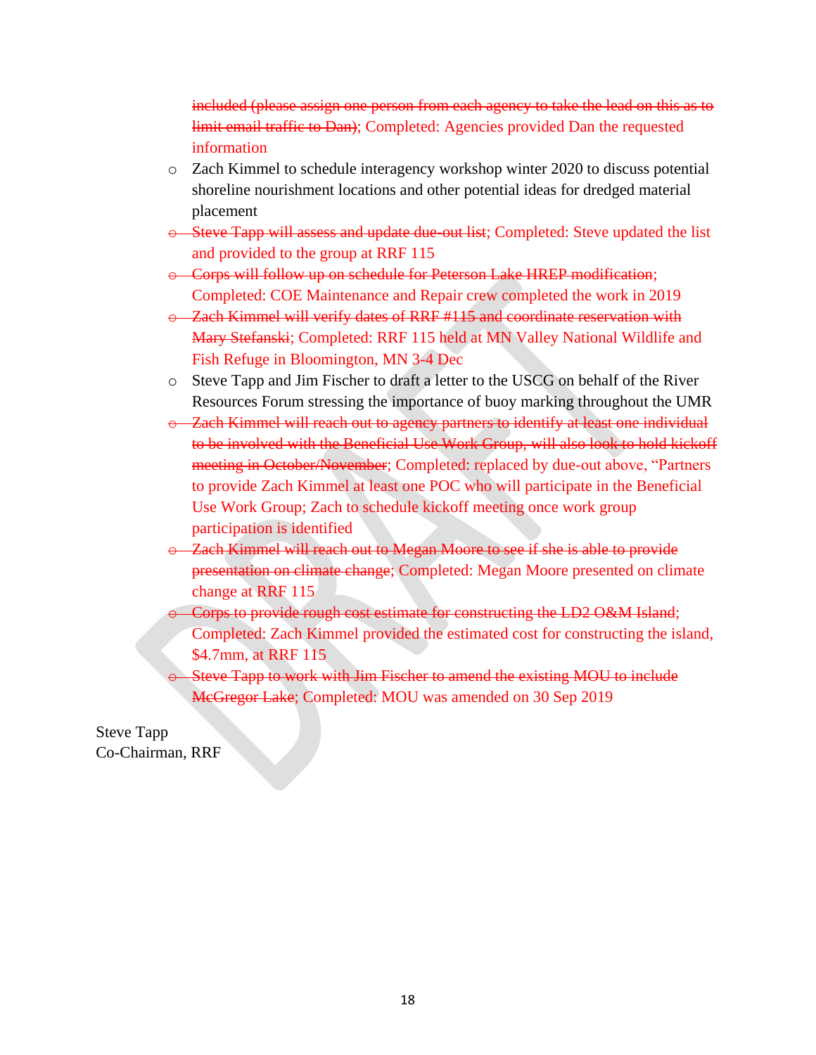~~included (please assign one person from each agency to take the lead on this as to limit email traffic to Dan)~~; Completed: Agencies provided Dan the requested information

- Zach Kimmel to schedule interagency workshop winter 2020 to discuss potential shoreline nourishment locations and other potential ideas for dredged material placement
- ~~Steve Tapp will assess and update due-out list~~; Completed: Steve updated the list and provided to the group at RRF 115
- ~~Corps will follow up on schedule for Peterson Lake HREP modification~~; Completed: COE Maintenance and Repair crew completed the work in 2019
- ~~Zach Kimmel will verify dates of RRF #115 and coordinate reservation with Mary Stefanski~~; Completed: RRF 115 held at MN Valley National Wildlife and Fish Refuge in Bloomington, MN 3-4 Dec
- Steve Tapp and Jim Fischer to draft a letter to the USCG on behalf of the River Resources Forum stressing the importance of buoy marking throughout the UMR
- ~~Zach Kimmel will reach out to agency partners to identify at least one individual to be involved with the Beneficial Use Work Group, will also look to hold kickoff meeting in October/November~~; Completed: replaced by due-out above, "Partners to provide Zach Kimmel at least one POC who will participate in the Beneficial Use Work Group; Zach to schedule kickoff meeting once work group participation is identified
- ~~Zach Kimmel will reach out to Megan Moore to see if she is able to provide presentation on climate change~~; Completed: Megan Moore presented on climate change at RRF 115
- ~~Corps to provide rough cost estimate for constructing the LD2 O&M Island~~; Completed: Zach Kimmel provided the estimated cost for constructing the island, $4.7mm, at RRF 115
- ~~Steve Tapp to work with Jim Fischer to amend the existing MOU to include McGregor Lake~~; Completed: MOU was amended on 30 Sep 2019

Steve Tapp
Co-Chairman, RRF